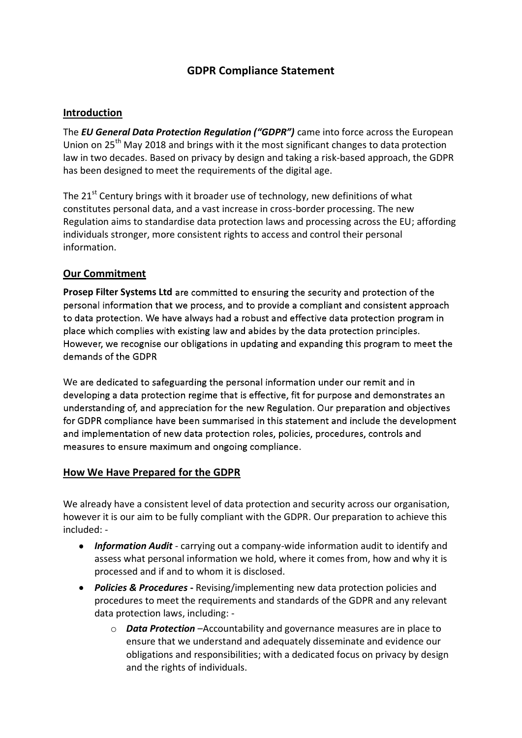# GDPR Compliance Statement

## Introduction

The ***EU General Data Protection Regulation ("GDPR")*** came into force across the European Union on 25th May 2018 and brings with it the most significant changes to data protection law in two decades. Based on privacy by design and taking a risk-based approach, the GDPR has been designed to meet the requirements of the digital age.

The 21st Century brings with it broader use of technology, new definitions of what constitutes personal data, and a vast increase in cross-border processing. The new Regulation aims to standardise data protection laws and processing across the EU; affording individuals stronger, more consistent rights to access and control their personal information.

## Our Commitment

**Prosep Filter Systems Ltd** are committed to ensuring the security and protection of the personal information that we process, and to provide a compliant and consistent approach to data protection. We have always had a robust and effective data protection program in place which complies with existing law and abides by the data protection principles. However, we recognise our obligations in updating and expanding this program to meet the demands of the GDPR

We are dedicated to safeguarding the personal information under our remit and in developing a data protection regime that is effective, fit for purpose and demonstrates an understanding of, and appreciation for the new Regulation. Our preparation and objectives for GDPR compliance have been summarised in this statement and include the development and implementation of new data protection roles, policies, procedures, controls and measures to ensure maximum and ongoing compliance.

## How We Have Prepared for the GDPR

We already have a consistent level of data protection and security across our organisation, however it is our aim to be fully compliant with the GDPR. Our preparation to achieve this included: -

- ***Information Audit*** - carrying out a company-wide information audit to identify and assess what personal information we hold, where it comes from, how and why it is processed and if and to whom it is disclosed.
- ***Policies & Procedures -*** Revising/implementing new data protection policies and procedures to meet the requirements and standards of the GDPR and any relevant data protection laws, including: -
  - ***Data Protection*** –Accountability and governance measures are in place to ensure that we understand and adequately disseminate and evidence our obligations and responsibilities; with a dedicated focus on privacy by design and the rights of individuals.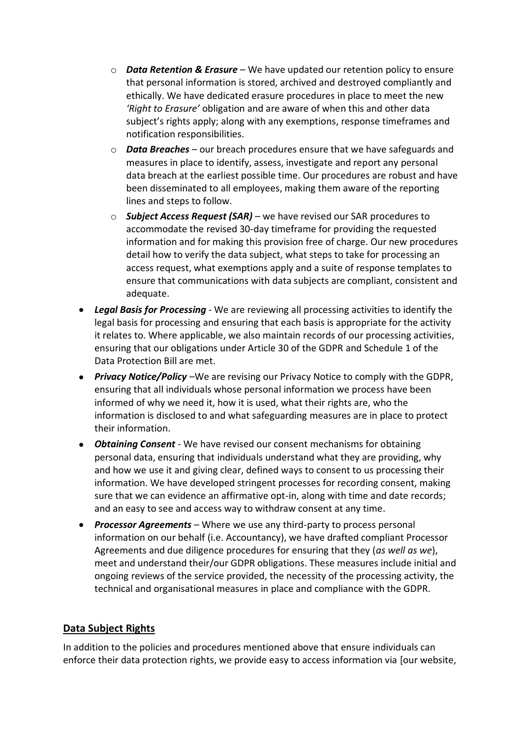- *Data Retention & Erasure* – We have updated our retention policy to ensure that personal information is stored, archived and destroyed compliantly and ethically. We have dedicated erasure procedures in place to meet the new *'Right to Erasure'* obligation and are aware of when this and other data subject's rights apply; along with any exemptions, response timeframes and notification responsibilities.
    - ***Data Breaches*** – our breach procedures ensure that we have safeguards and measures in place to identify, assess, investigate and report any personal data breach at the earliest possible time. Our procedures are robust and have been disseminated to all employees, making them aware of the reporting lines and steps to follow.
    - ***Subject Access Request (SAR)*** – we have revised our SAR procedures to accommodate the revised 30-day timeframe for providing the requested information and for making this provision free of charge. Our new procedures detail how to verify the data subject, what steps to take for processing an access request, what exemptions apply and a suite of response templates to ensure that communications with data subjects are compliant, consistent and adequate.
- ***Legal Basis for Processing*** - We are reviewing all processing activities to identify the legal basis for processing and ensuring that each basis is appropriate for the activity it relates to. Where applicable, we also maintain records of our processing activities, ensuring that our obligations under Article 30 of the GDPR and Schedule 1 of the Data Protection Bill are met.
- ***Privacy Notice/Policy*** –We are revising our Privacy Notice to comply with the GDPR, ensuring that all individuals whose personal information we process have been informed of why we need it, how it is used, what their rights are, who the information is disclosed to and what safeguarding measures are in place to protect their information.
- ***Obtaining Consent*** - We have revised our consent mechanisms for obtaining personal data, ensuring that individuals understand what they are providing, why and how we use it and giving clear, defined ways to consent to us processing their information. We have developed stringent processes for recording consent, making sure that we can evidence an affirmative opt-in, along with time and date records; and an easy to see and access way to withdraw consent at any time.
- ***Processor Agreements*** – Where we use any third-party to process personal information on our behalf (i.e. Accountancy), we have drafted compliant Processor Agreements and due diligence procedures for ensuring that they (*as well as we*), meet and understand their/our GDPR obligations. These measures include initial and ongoing reviews of the service provided, the necessity of the processing activity, the technical and organisational measures in place and compliance with the GDPR.

## Data Subject Rights

In addition to the policies and procedures mentioned above that ensure individuals can enforce their data protection rights, we provide easy to access information via [our website,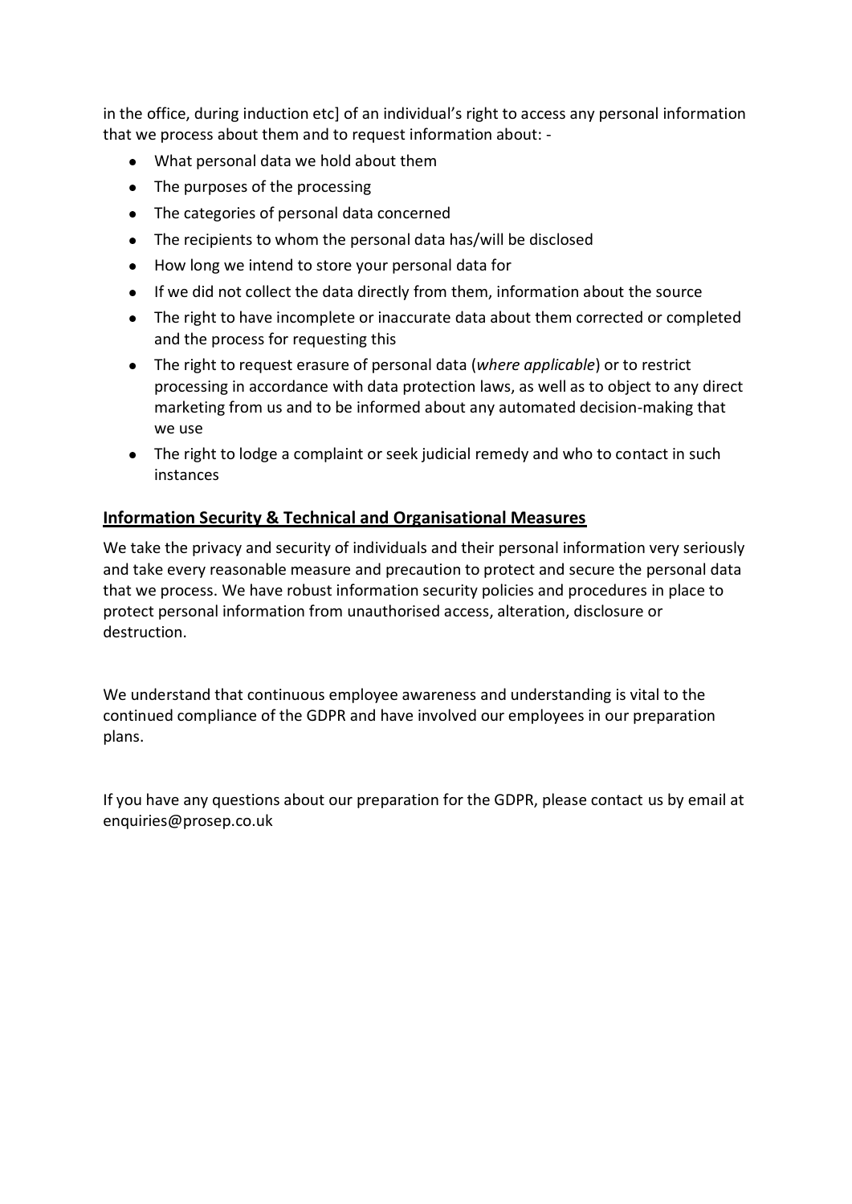in the office, during induction etc] of an individual's right to access any personal information that we process about them and to request information about: -

- What personal data we hold about them
- The purposes of the processing
- The categories of personal data concerned
- The recipients to whom the personal data has/will be disclosed
- How long we intend to store your personal data for
- If we did not collect the data directly from them, information about the source
- The right to have incomplete or inaccurate data about them corrected or completed and the process for requesting this
- The right to request erasure of personal data (*where applicable*) or to restrict processing in accordance with data protection laws, as well as to object to any direct marketing from us and to be informed about any automated decision-making that we use
- The right to lodge a complaint or seek judicial remedy and who to contact in such instances

## Information Security & Technical and Organisational Measures

We take the privacy and security of individuals and their personal information very seriously and take every reasonable measure and precaution to protect and secure the personal data that we process. We have robust information security policies and procedures in place to protect personal information from unauthorised access, alteration, disclosure or destruction.

We understand that continuous employee awareness and understanding is vital to the continued compliance of the GDPR and have involved our employees in our preparation plans.

If you have any questions about our preparation for the GDPR, please contact us by email at enquiries@prosep.co.uk